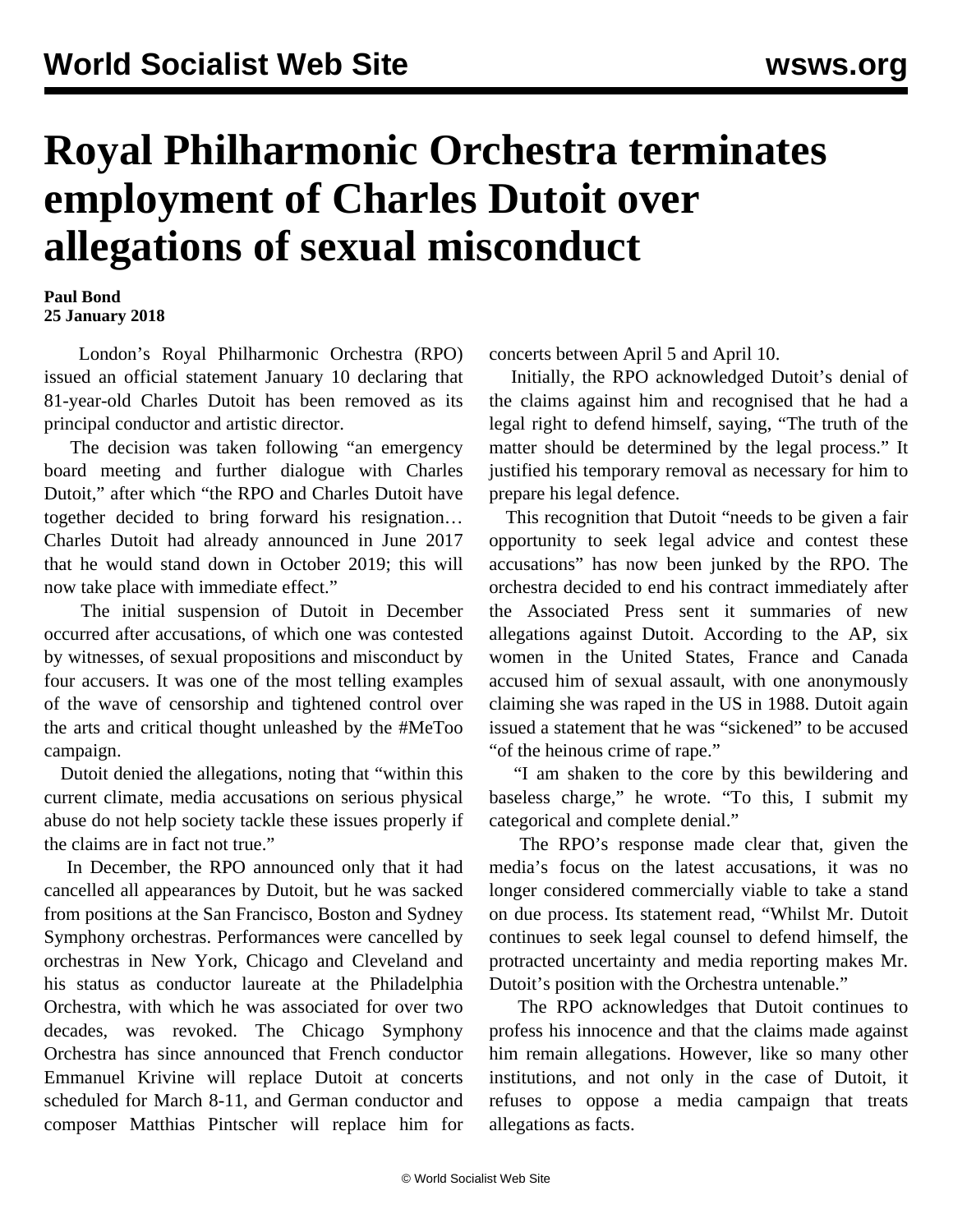# Royal Philharmonic Orchestra terminates employment of Charles Dutoit over allegations of sexual misconduct

**Paul Bond**
**25 January 2018**

London's Royal Philharmonic Orchestra (RPO) issued an official statement January 10 declaring that 81-year-old Charles Dutoit has been removed as its principal conductor and artistic director.

The decision was taken following "an emergency board meeting and further dialogue with Charles Dutoit," after which "the RPO and Charles Dutoit have together decided to bring forward his resignation… Charles Dutoit had already announced in June 2017 that he would stand down in October 2019; this will now take place with immediate effect."

The initial suspension of Dutoit in December occurred after accusations, of which one was contested by witnesses, of sexual propositions and misconduct by four accusers. It was one of the most telling examples of the wave of censorship and tightened control over the arts and critical thought unleashed by the #MeToo campaign.

Dutoit denied the allegations, noting that "within this current climate, media accusations on serious physical abuse do not help society tackle these issues properly if the claims are in fact not true."

In December, the RPO announced only that it had cancelled all appearances by Dutoit, but he was sacked from positions at the San Francisco, Boston and Sydney Symphony orchestras. Performances were cancelled by orchestras in New York, Chicago and Cleveland and his status as conductor laureate at the Philadelphia Orchestra, with which he was associated for over two decades, was revoked. The Chicago Symphony Orchestra has since announced that French conductor Emmanuel Krivine will replace Dutoit at concerts scheduled for March 8-11, and German conductor and composer Matthias Pintscher will replace him for concerts between April 5 and April 10.

Initially, the RPO acknowledged Dutoit's denial of the claims against him and recognised that he had a legal right to defend himself, saying, "The truth of the matter should be determined by the legal process." It justified his temporary removal as necessary for him to prepare his legal defence.

This recognition that Dutoit "needs to be given a fair opportunity to seek legal advice and contest these accusations" has now been junked by the RPO. The orchestra decided to end his contract immediately after the Associated Press sent it summaries of new allegations against Dutoit. According to the AP, six women in the United States, France and Canada accused him of sexual assault, with one anonymously claiming she was raped in the US in 1988. Dutoit again issued a statement that he was "sickened" to be accused "of the heinous crime of rape."

"I am shaken to the core by this bewildering and baseless charge," he wrote. "To this, I submit my categorical and complete denial."

The RPO's response made clear that, given the media's focus on the latest accusations, it was no longer considered commercially viable to take a stand on due process. Its statement read, "Whilst Mr. Dutoit continues to seek legal counsel to defend himself, the protracted uncertainty and media reporting makes Mr. Dutoit's position with the Orchestra untenable."

The RPO acknowledges that Dutoit continues to profess his innocence and that the claims made against him remain allegations. However, like so many other institutions, and not only in the case of Dutoit, it refuses to oppose a media campaign that treats allegations as facts.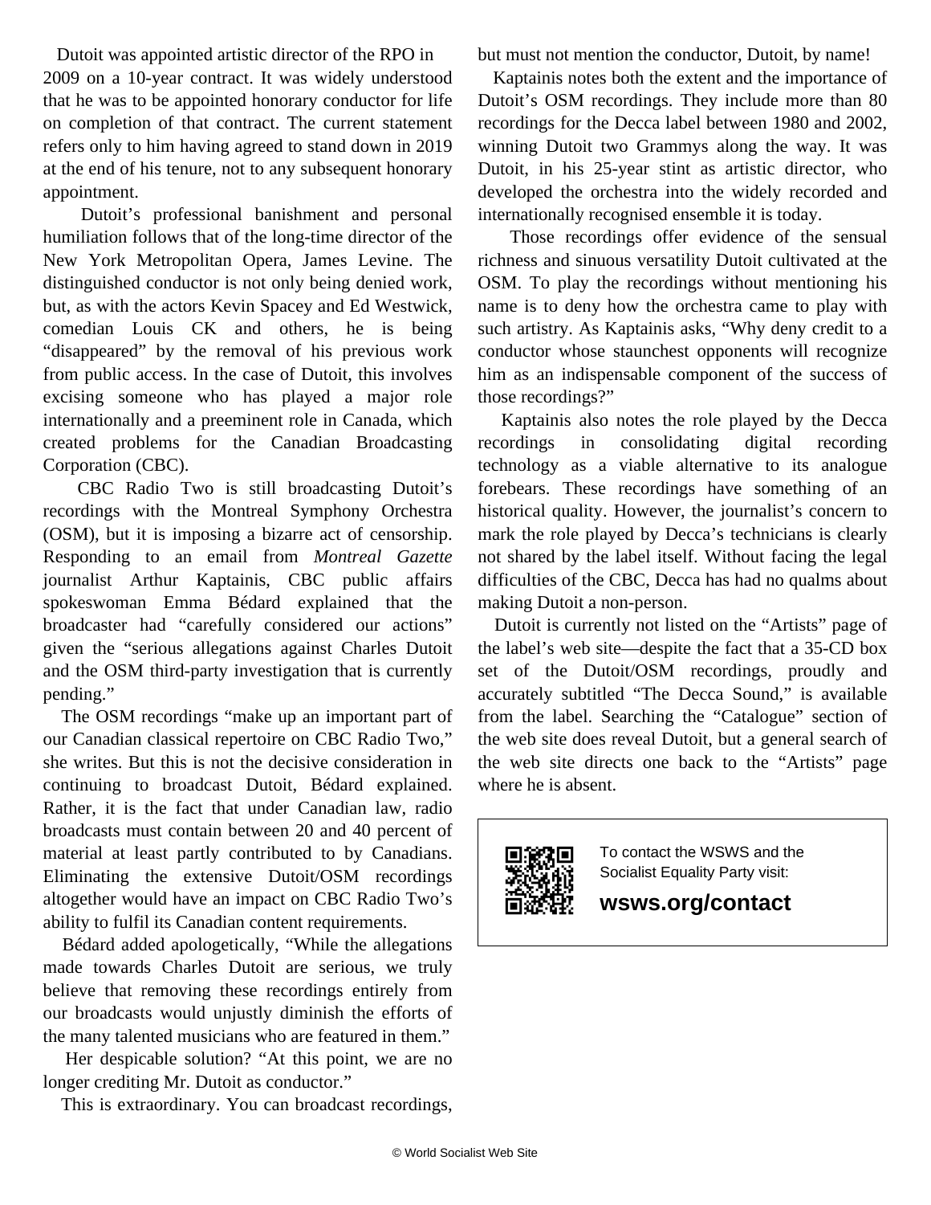Dutoit was appointed artistic director of the RPO in 2009 on a 10-year contract. It was widely understood that he was to be appointed honorary conductor for life on completion of that contract. The current statement refers only to him having agreed to stand down in 2019 at the end of his tenure, not to any subsequent honorary appointment.

Dutoit's professional banishment and personal humiliation follows that of the long-time director of the New York Metropolitan Opera, James Levine. The distinguished conductor is not only being denied work, but, as with the actors Kevin Spacey and Ed Westwick, comedian Louis CK and others, he is being "disappeared" by the removal of his previous work from public access. In the case of Dutoit, this involves excising someone who has played a major role internationally and a preeminent role in Canada, which created problems for the Canadian Broadcasting Corporation (CBC).

CBC Radio Two is still broadcasting Dutoit's recordings with the Montreal Symphony Orchestra (OSM), but it is imposing a bizarre act of censorship. Responding to an email from *Montreal Gazette* journalist Arthur Kaptainis, CBC public affairs spokeswoman Emma Bédard explained that the broadcaster had "carefully considered our actions" given the "serious allegations against Charles Dutoit and the OSM third-party investigation that is currently pending."

The OSM recordings "make up an important part of our Canadian classical repertoire on CBC Radio Two," she writes. But this is not the decisive consideration in continuing to broadcast Dutoit, Bédard explained. Rather, it is the fact that under Canadian law, radio broadcasts must contain between 20 and 40 percent of material at least partly contributed to by Canadians. Eliminating the extensive Dutoit/OSM recordings altogether would have an impact on CBC Radio Two's ability to fulfil its Canadian content requirements.

Bédard added apologetically, "While the allegations made towards Charles Dutoit are serious, we truly believe that removing these recordings entirely from our broadcasts would unjustly diminish the efforts of the many talented musicians who are featured in them."

Her despicable solution? "At this point, we are no longer crediting Mr. Dutoit as conductor."

This is extraordinary. You can broadcast recordings, but must not mention the conductor, Dutoit, by name!

Kaptainis notes both the extent and the importance of Dutoit's OSM recordings. They include more than 80 recordings for the Decca label between 1980 and 2002, winning Dutoit two Grammys along the way. It was Dutoit, in his 25-year stint as artistic director, who developed the orchestra into the widely recorded and internationally recognised ensemble it is today.

Those recordings offer evidence of the sensual richness and sinuous versatility Dutoit cultivated at the OSM. To play the recordings without mentioning his name is to deny how the orchestra came to play with such artistry. As Kaptainis asks, "Why deny credit to a conductor whose staunchest opponents will recognize him as an indispensable component of the success of those recordings?"

Kaptainis also notes the role played by the Decca recordings in consolidating digital recording technology as a viable alternative to its analogue forebears. These recordings have something of an historical quality. However, the journalist's concern to mark the role played by Decca's technicians is clearly not shared by the label itself. Without facing the legal difficulties of the CBC, Decca has had no qualms about making Dutoit a non-person.

Dutoit is currently not listed on the "Artists" page of the label's web site—despite the fact that a 35-CD box set of the Dutoit/OSM recordings, proudly and accurately subtitled "The Decca Sound," is available from the label. Searching the "Catalogue" section of the web site does reveal Dutoit, but a general search of the web site directs one back to the "Artists" page where he is absent.

To contact the WSWS and the Socialist Equality Party visit:

**wsws.org/contact**